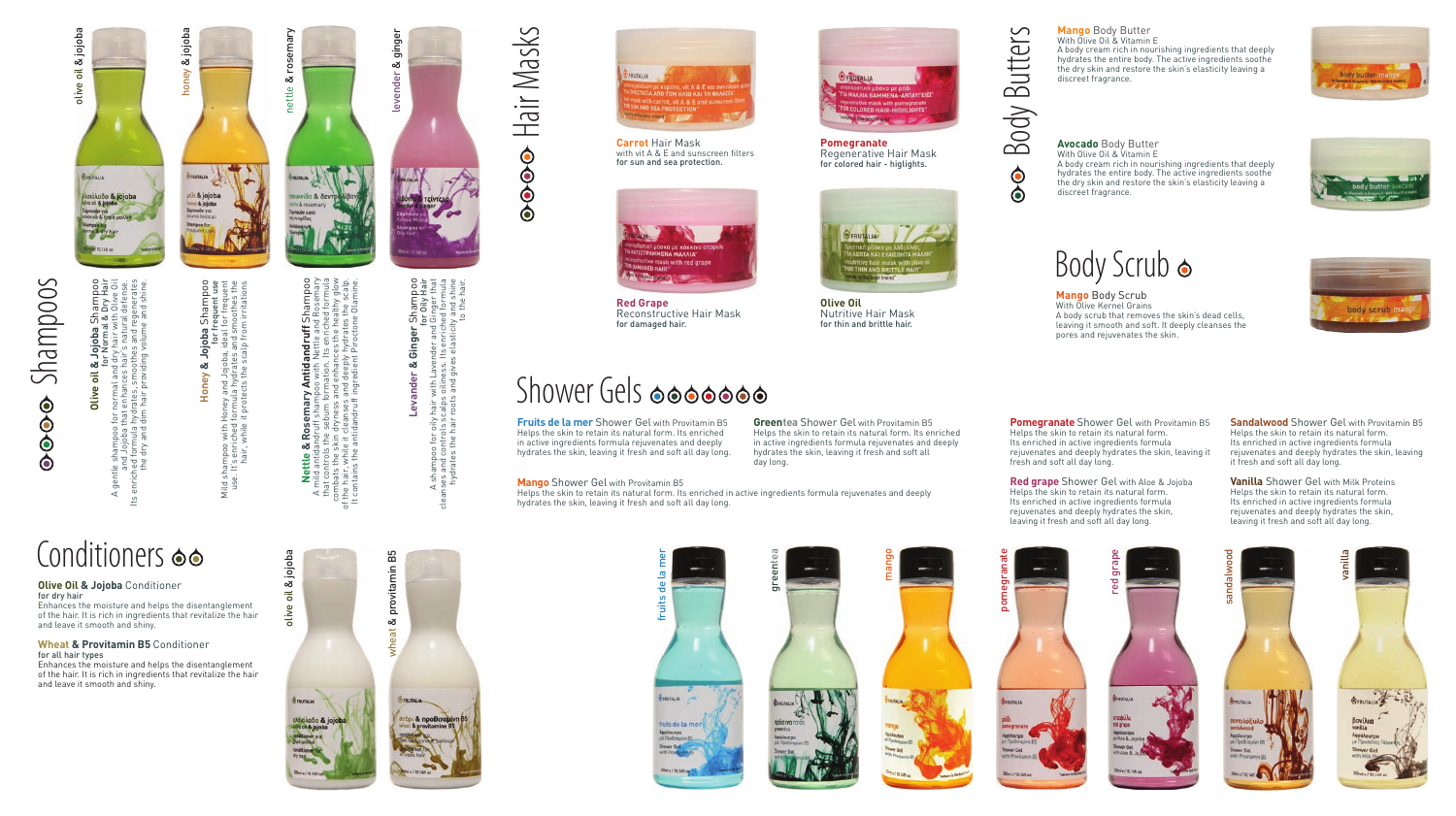# Shampoos

**Olive oil & Jojoba** Shampoo
**for Normal & Dry Hair**
A gentle shampoo for normal and dry hair with Olive Oil and Jojoba that enhances hair's natural defense. Its enriched formula hydrates, smoothes and regenerates the dry and dim hair providing volume and shine.

**Honey & Jojoba** Shampoo
**for frequent use**
Mild shampoo with Honey and Jojoba, ideal for frequent use. It's enriched formula hydrates and smoothes the hair, while it protects the scalp from irritations

**Nettle & Rosemary Antidandruff** Shampoo
A mild antidandruff shampoo with Nettle and Rosemary that controls the sebum formation. Its enriched formula combats the skin dryness and enhances the healthy glow of the hair, while it cleanses and deeply hydrates the scalp. It contains the antidandruff ingredient Piroctone Olamine.

**Levander & Ginger** Shampoo
**for Oily Hair**
A shampoo for oily hair with Lavender and Ginger that cleanses and controls scalps oiliness. Its enriched formula hydrates the hair roots and gives elasticity and shine to the hair.

# Conditioners

**Olive Oil & Jojoba** Conditioner
**for dry hair**
Enhances the moisture and helps the disentanglement of the hair. It is rich in ingredients that revitalize the hair and leave it smooth and shiny.

**Wheat & Provitamin B5** Conditioner
**for all hair types**
Enhances the moisture and helps the disentanglement of the hair. It is rich in ingredients that revitalize the hair and leave it smooth and shiny.

# Hair Masks

**Carrot** Hair Mask
with vit A & E and sunscreen filters
**for sun and sea protection.**

**Pomegranate**
Regenerative Hair Mask
**for colored hair - higlights.**

**Red Grape**
Reconstructive Hair Mask
**for damaged hair.**

**Olive Oil**
Nutritive Hair Mask
**for thin and brittle hair.**

# Body Butters

**Mango** Body Butter
With Olive Oil & Vitamin E
A body cream rich in nourishing ingredients that deeply hydrates the entire body. The active ingredients soothe the dry skin and restore the skin's elasticity leaving a discreet fragrance.

**Avocado** Body Butter
With Olive Oil & Vitamin E
A body cream rich in nourishing ingredients that deeply hydrates the entire body. The active ingredients soothe the dry skin and restore the skin's elasticity leaving a discreet fragrance.

# Body Scrub

**Mango** Body Scrub
With Olive Kernel Grains
A body scrub that removes the skin's dead cells, leaving it smooth and soft. It deeply cleanses the pores and rejuvenates the skin.

# Shower Gels

**Fruits de la mer** Shower Gel with Provitamin B5
Helps the skin to retain its natural form. Its enriched in active ingredients formula rejuvenates and deeply hydrates the skin, leaving it fresh and soft all day long.

**Green**tea Shower Gel with Provitamin B5
Helps the skin to retain its natural form. Its enriched in active ingredients formula rejuvenates and deeply hydrates the skin, leaving it fresh and soft all day long.

**Mango** Shower Gel with Provitamin B5
Helps the skin to retain its natural form. Its enriched in active ingredients formula rejuvenates and deeply hydrates the skin, leaving it fresh and soft all day long.

**Pomegranate** Shower Gel with Provitamin B5
Helps the skin to retain its natural form. Its enriched in active ingredients formula rejuvenates and deeply hydrates the skin, leaving it fresh and soft all day long.

**Red grape** Shower Gel with Aloe & Jojoba
Helps the skin to retain its natural form. Its enriched in active ingredients formula rejuvenates and deeply hydrates the skin, leaving it fresh and soft all day long.

**Sandalwood** Shower Gel with Provitamin B5
Helps the skin to retain its natural form. Its enriched in active ingredients formula rejuvenates and deeply hydrates the skin, leaving it fresh and soft all day long.

**Vanilla** Shower Gel with Milk Proteins
Helps the skin to retain its natural form. Its enriched in active ingredients formula rejuvenates and deeply hydrates the skin, leaving it fresh and soft all day long.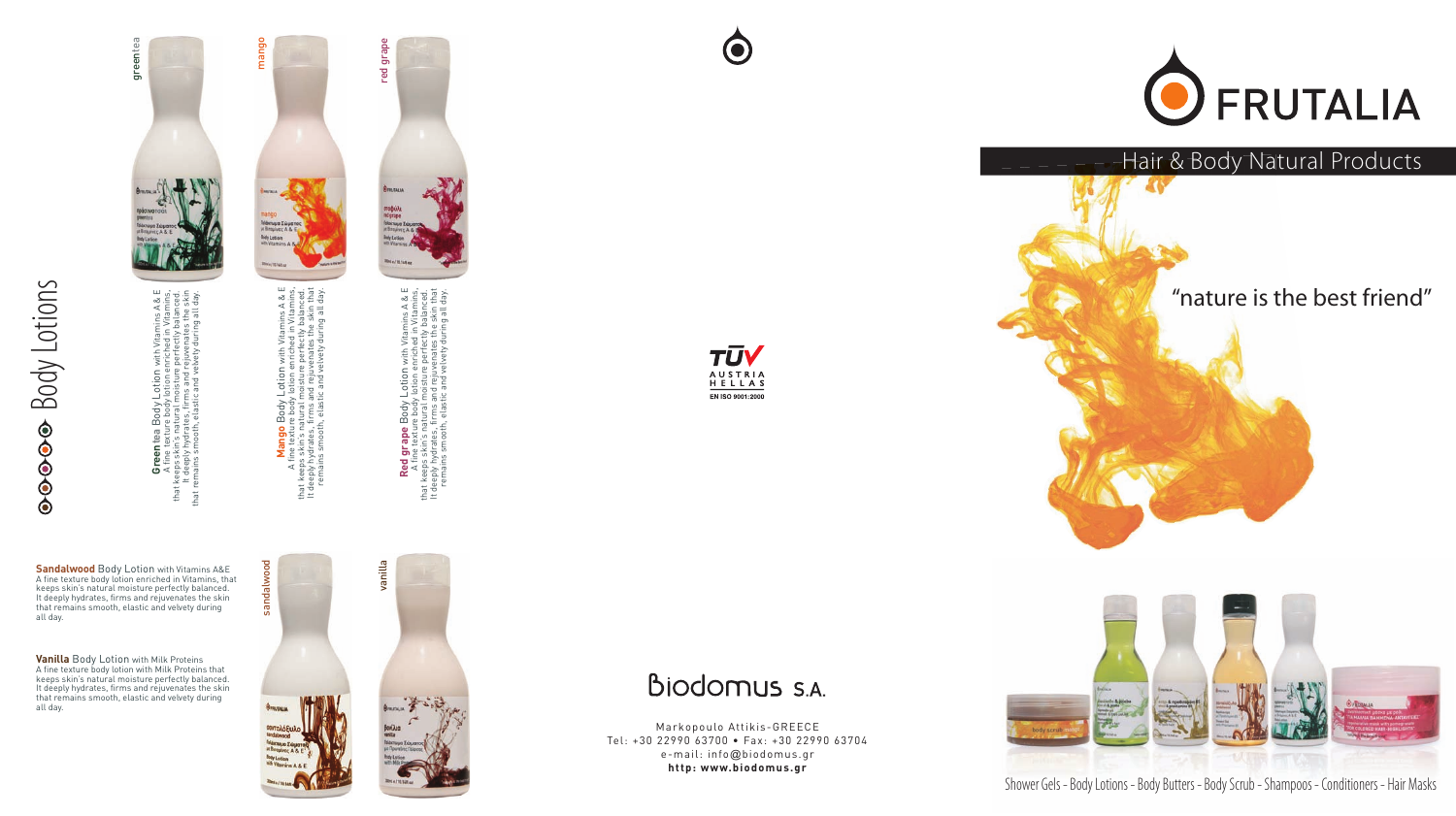# Body Lotions

**Green tea** Body Lotion with Vitamins A & E
A fine texture body lotion enriched in Vitamins, that keeps skin's natural moisture perfectly balanced. It deeply hydrates, firms and rejuvenates the skin that remains smooth, elastic and velvety during all day.

**Mango** Body Lotion with Vitamins A & E
A fine texture body lotion enriched in Vitamins, that keeps skin's natural moisture perfectly balanced. It deeply hydrates, firms and rejuvenates the skin that remains smooth, elastic and velvety during all day.

**Red grape** Body Lotion with Vitamins A & E
A fine texture body lotion enriched in Vitamins, that keeps skin's natural moisture perfectly balanced. It deeply hydrates, firms and rejuvenates the skin that remains smooth, elastic and velvety during all day.

**Sandalwood** Body Lotion with Vitamins A&E
A fine texture body lotion enriched in Vitamins, that keeps skin's natural moisture perfectly balanced. It deeply hydrates, firms and rejuvenates the skin that remains smooth, elastic and velvety during all day.

**Vanilla** Body Lotion with Milk Proteins
A fine texture body lotion with Milk Proteins that keeps skin's natural moisture perfectly balanced. It deeply hydrates, firms and rejuvenates the skin that remains smooth, elastic and velvety during all day.

TÜV AUSTRIA HELLAS
EN ISO 9001:2000

## Biodomus S.A.

Markopoulo Attikis-GREECE
Tel: +30 22990 63700 • Fax: +30 22990 63704
e-mail: info@biodomus.gr
**http: www.biodomus.gr**

# FRUTALIA

## Hair & Body Natural Products

"nature is the best friend"

Shower Gels - Body Lotions - Body Butters - Body Scrub - Shampoos - Conditioners - Hair Masks